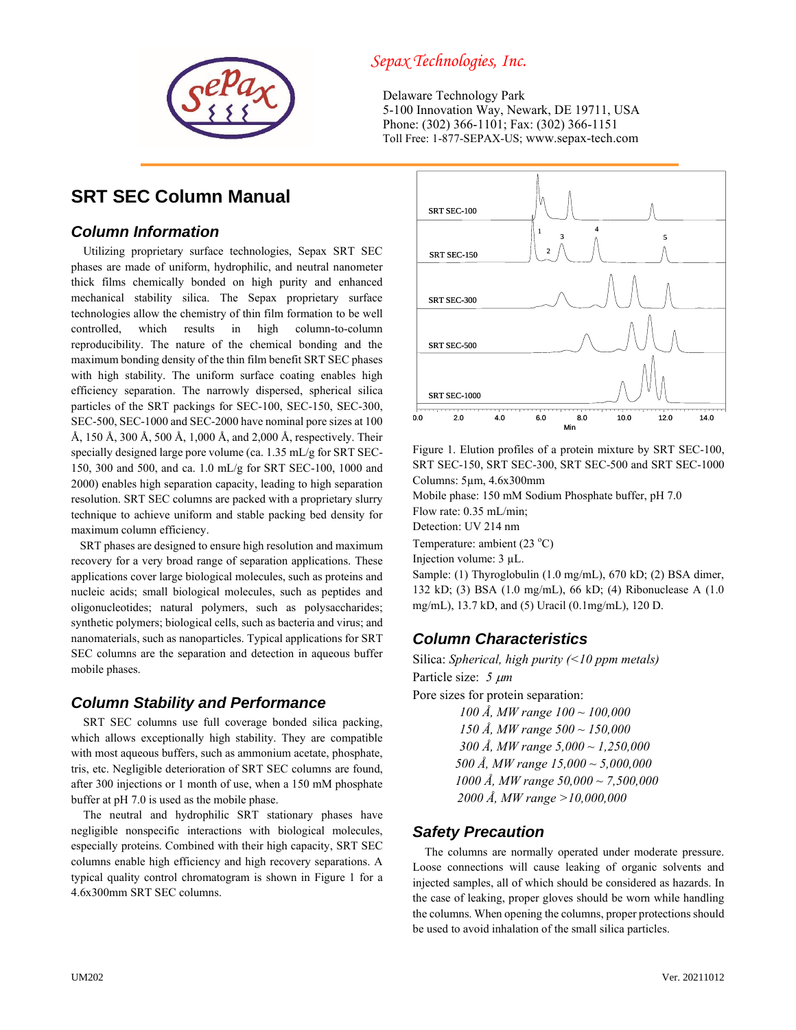Sepax Technologies, Inc.

Delaware Technology Park
5-100 Innovation Way, Newark, DE 19711, USA
Phone: (302) 366-1101; Fax: (302) 366-1151
Toll Free: 1-877-SEPAX-US; www.sepax-tech.com

# SRT SEC Column Manual

## Column Information

Utilizing proprietary surface technologies, Sepax SRT SEC phases are made of uniform, hydrophilic, and neutral nanometer thick films chemically bonded on high purity and enhanced mechanical stability silica. The Sepax proprietary surface technologies allow the chemistry of thin film formation to be well controlled, which results in high column-to-column reproducibility. The nature of the chemical bonding and the maximum bonding density of the thin film benefit SRT SEC phases with high stability. The uniform surface coating enables high efficiency separation. The narrowly dispersed, spherical silica particles of the SRT packings for SEC-100, SEC-150, SEC-300, SEC-500, SEC-1000 and SEC-2000 have nominal pore sizes at 100 Å, 150 Å, 300 Å, 500 Å, 1,000 Å, and 2,000 Å, respectively. Their specially designed large pore volume (ca. 1.35 mL/g for SRT SEC-150, 300 and 500, and ca. 1.0 mL/g for SRT SEC-100, 1000 and 2000) enables high separation capacity, leading to high separation resolution. SRT SEC columns are packed with a proprietary slurry technique to achieve uniform and stable packing bed density for maximum column efficiency.

SRT phases are designed to ensure high resolution and maximum recovery for a very broad range of separation applications. These applications cover large biological molecules, such as proteins and nucleic acids; small biological molecules, such as peptides and oligonucleotides; natural polymers, such as polysaccharides; synthetic polymers; biological cells, such as bacteria and virus; and nanomaterials, such as nanoparticles. Typical applications for SRT SEC columns are the separation and detection in aqueous buffer mobile phases.

## Column Stability and Performance

SRT SEC columns use full coverage bonded silica packing, which allows exceptionally high stability. They are compatible with most aqueous buffers, such as ammonium acetate, phosphate, tris, etc. Negligible deterioration of SRT SEC columns are found, after 300 injections or 1 month of use, when a 150 mM phosphate buffer at pH 7.0 is used as the mobile phase.

The neutral and hydrophilic SRT stationary phases have negligible nonspecific interactions with biological molecules, especially proteins. Combined with their high capacity, SRT SEC columns enable high efficiency and high recovery separations. A typical quality control chromatogram is shown in Figure 1 for a 4.6x300mm SRT SEC columns.

Figure 1. Elution profiles of a protein mixture by SRT SEC-100, SRT SEC-150, SRT SEC-300, SRT SEC-500 and SRT SEC-1000
Columns: 5μm, 4.6x300mm
Mobile phase: 150 mM Sodium Phosphate buffer, pH 7.0
Flow rate: 0.35 mL/min;
Detection: UV 214 nm
Temperature: ambient (23 °C)
Injection volume: 3 µL.
Sample: (1) Thyroglobulin (1.0 mg/mL), 670 kD; (2) BSA dimer, 132 kD; (3) BSA (1.0 mg/mL), 66 kD; (4) Ribonuclease A (1.0 mg/mL), 13.7 kD, and (5) Uracil (0.1mg/mL), 120 D.

## Column Characteristics

Silica: *Spherical, high purity (<10 ppm metals)*
Particle size: *5 μm*
Pore sizes for protein separation:

*100 Å, MW range 100 ~ 100,000*
*150 Å, MW range 500 ~ 150,000*
*300 Å, MW range 5,000 ~ 1,250,000*
*500 Å, MW range 15,000 ~ 5,000,000*
*1000 Å, MW range 50,000 ~ 7,500,000*
*2000 Å, MW range >10,000,000*

## Safety Precaution

The columns are normally operated under moderate pressure. Loose connections will cause leaking of organic solvents and injected samples, all of which should be considered as hazards. In the case of leaking, proper gloves should be worn while handling the columns. When opening the columns, proper protections should be used to avoid inhalation of the small silica particles.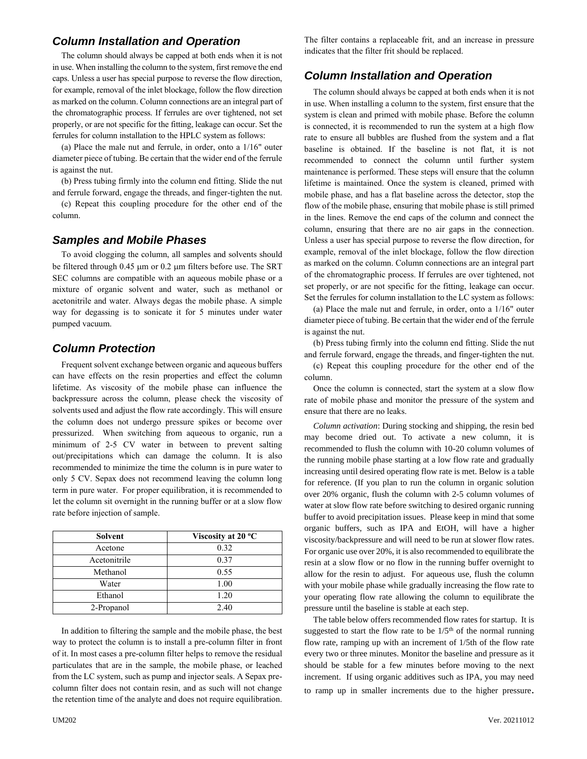## Column Installation and Operation

The column should always be capped at both ends when it is not in use. When installing the column to the system, first remove the end caps. Unless a user has special purpose to reverse the flow direction, for example, removal of the inlet blockage, follow the flow direction as marked on the column. Column connections are an integral part of the chromatographic process. If ferrules are over tightened, not set properly, or are not specific for the fitting, leakage can occur. Set the ferrules for column installation to the HPLC system as follows:

(a) Place the male nut and ferrule, in order, onto a 1/16" outer diameter piece of tubing. Be certain that the wider end of the ferrule is against the nut.

(b) Press tubing firmly into the column end fitting. Slide the nut and ferrule forward, engage the threads, and finger-tighten the nut.

(c) Repeat this coupling procedure for the other end of the column.

## Samples and Mobile Phases

To avoid clogging the column, all samples and solvents should be filtered through 0.45 μm or 0.2 μm filters before use. The SRT SEC columns are compatible with an aqueous mobile phase or a mixture of organic solvent and water, such as methanol or acetonitrile and water. Always degas the mobile phase. A simple way for degassing is to sonicate it for 5 minutes under water pumped vacuum.

## Column Protection

Frequent solvent exchange between organic and aqueous buffers can have effects on the resin properties and effect the column lifetime. As viscosity of the mobile phase can influence the backpressure across the column, please check the viscosity of solvents used and adjust the flow rate accordingly. This will ensure the column does not undergo pressure spikes or become over pressurized. When switching from aqueous to organic, run a minimum of 2-5 CV water in between to prevent salting out/precipitations which can damage the column. It is also recommended to minimize the time the column is in pure water to only 5 CV. Sepax does not recommend leaving the column long term in pure water. For proper equilibration, it is recommended to let the column sit overnight in the running buffer or at a slow flow rate before injection of sample.

| Solvent | Viscosity at 20 °C |
| --- | --- |
| Acetone | 0.32 |
| Acetonitrile | 0.37 |
| Methanol | 0.55 |
| Water | 1.00 |
| Ethanol | 1.20 |
| 2-Propanol | 2.40 |

In addition to filtering the sample and the mobile phase, the best way to protect the column is to install a pre-column filter in front of it. In most cases a pre-column filter helps to remove the residual particulates that are in the sample, the mobile phase, or leached from the LC system, such as pump and injector seals. A Sepax pre-column filter does not contain resin, and as such will not change the retention time of the analyte and does not require equilibration. The filter contains a replaceable frit, and an increase in pressure indicates that the filter frit should be replaced.

## Column Installation and Operation

The column should always be capped at both ends when it is not in use. When installing a column to the system, first ensure that the system is clean and primed with mobile phase. Before the column is connected, it is recommended to run the system at a high flow rate to ensure all bubbles are flushed from the system and a flat baseline is obtained. If the baseline is not flat, it is not recommended to connect the column until further system maintenance is performed. These steps will ensure that the column lifetime is maintained. Once the system is cleaned, primed with mobile phase, and has a flat baseline across the detector, stop the flow of the mobile phase, ensuring that mobile phase is still primed in the lines. Remove the end caps of the column and connect the column, ensuring that there are no air gaps in the connection. Unless a user has special purpose to reverse the flow direction, for example, removal of the inlet blockage, follow the flow direction as marked on the column. Column connections are an integral part of the chromatographic process. If ferrules are over tightened, not set properly, or are not specific for the fitting, leakage can occur. Set the ferrules for column installation to the LC system as follows:

(a) Place the male nut and ferrule, in order, onto a 1/16" outer diameter piece of tubing. Be certain that the wider end of the ferrule is against the nut.

(b) Press tubing firmly into the column end fitting. Slide the nut and ferrule forward, engage the threads, and finger-tighten the nut.

(c) Repeat this coupling procedure for the other end of the column.

Once the column is connected, start the system at a slow flow rate of mobile phase and monitor the pressure of the system and ensure that there are no leaks.

*Column activation*: During stocking and shipping, the resin bed may become dried out. To activate a new column, it is recommended to flush the column with 10-20 column volumes of the running mobile phase starting at a low flow rate and gradually increasing until desired operating flow rate is met. Below is a table for reference. (If you plan to run the column in organic solution over 20% organic, flush the column with 2-5 column volumes of water at slow flow rate before switching to desired organic running buffer to avoid precipitation issues. Please keep in mind that some organic buffers, such as IPA and EtOH, will have a higher viscosity/backpressure and will need to be run at slower flow rates. For organic use over 20%, it is also recommended to equilibrate the resin at a slow flow or no flow in the running buffer overnight to allow for the resin to adjust. For aqueous use, flush the column with your mobile phase while gradually increasing the flow rate to your operating flow rate allowing the column to equilibrate the pressure until the baseline is stable at each step.

The table below offers recommended flow rates for startup. It is suggested to start the flow rate to be 1/5th of the normal running flow rate, ramping up with an increment of 1/5th of the flow rate every two or three minutes. Monitor the baseline and pressure as it should be stable for a few minutes before moving to the next increment. If using organic additives such as IPA, you may need to ramp up in smaller increments due to the higher pressure.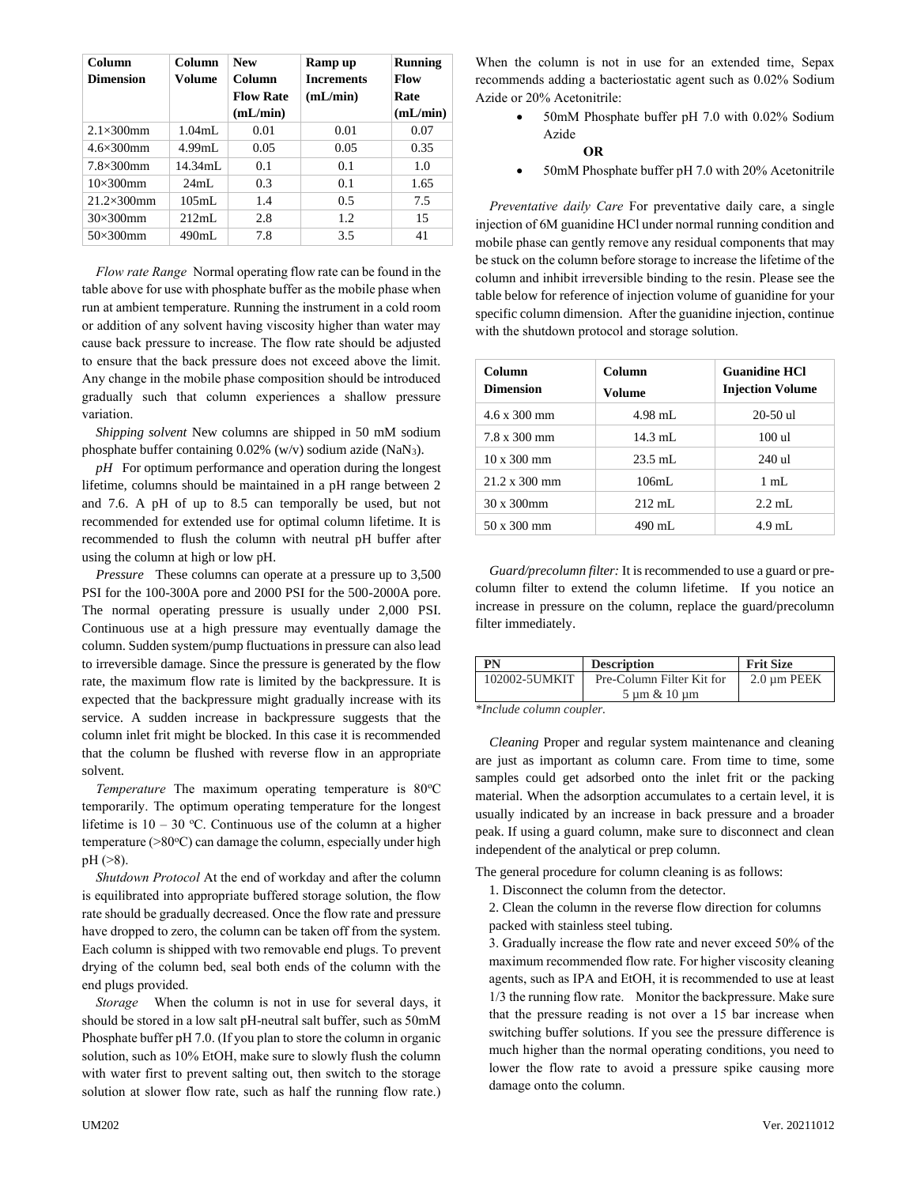| Column Dimension | Column Volume | New Column Flow Rate (mL/min) | Ramp up Increments (mL/min) | Running Flow Rate (mL/min) |
|---|---|---|---|---|
| 2.1×300mm | 1.04mL | 0.01 | 0.01 | 0.07 |
| 4.6×300mm | 4.99mL | 0.05 | 0.05 | 0.35 |
| 7.8×300mm | 14.34mL | 0.1 | 0.1 | 1.0 |
| 10×300mm | 24mL | 0.3 | 0.1 | 1.65 |
| 21.2×300mm | 105mL | 1.4 | 0.5 | 7.5 |
| 30×300mm | 212mL | 2.8 | 1.2 | 15 |
| 50×300mm | 490mL | 7.8 | 3.5 | 41 |

*Flow rate Range* Normal operating flow rate can be found in the table above for use with phosphate buffer as the mobile phase when run at ambient temperature. Running the instrument in a cold room or addition of any solvent having viscosity higher than water may cause back pressure to increase. The flow rate should be adjusted to ensure that the back pressure does not exceed above the limit. Any change in the mobile phase composition should be introduced gradually such that column experiences a shallow pressure variation.

*Shipping solvent* New columns are shipped in 50 mM sodium phosphate buffer containing 0.02% (w/v) sodium azide ($NaN_3$).

*pH* For optimum performance and operation during the longest lifetime, columns should be maintained in a pH range between 2 and 7.6. A pH of up to 8.5 can temporally be used, but not recommended for extended use for optimal column lifetime. It is recommended to flush the column with neutral pH buffer after using the column at high or low pH.

*Pressure* These columns can operate at a pressure up to 3,500 PSI for the 100-300A pore and 2000 PSI for the 500-2000A pore. The normal operating pressure is usually under 2,000 PSI. Continuous use at a high pressure may eventually damage the column. Sudden system/pump fluctuations in pressure can also lead to irreversible damage. Since the pressure is generated by the flow rate, the maximum flow rate is limited by the backpressure. It is expected that the backpressure might gradually increase with its service. A sudden increase in backpressure suggests that the column inlet frit might be blocked. In this case it is recommended that the column be flushed with reverse flow in an appropriate solvent.

*Temperature* The maximum operating temperature is 80°C temporarily. The optimum operating temperature for the longest lifetime is 10 – 30 °C. Continuous use of the column at a higher temperature (>80°C) can damage the column, especially under high pH (>8).

*Shutdown Protocol* At the end of workday and after the column is equilibrated into appropriate buffered storage solution, the flow rate should be gradually decreased. Once the flow rate and pressure have dropped to zero, the column can be taken off from the system. Each column is shipped with two removable end plugs. To prevent drying of the column bed, seal both ends of the column with the end plugs provided.

*Storage* When the column is not in use for several days, it should be stored in a low salt pH-neutral salt buffer, such as 50mM Phosphate buffer pH 7.0. (If you plan to store the column in organic solution, such as 10% EtOH, make sure to slowly flush the column with water first to prevent salting out, then switch to the storage solution at slower flow rate, such as half the running flow rate.) When the column is not in use for an extended time, Sepax recommends adding a bacteriostatic agent such as 0.02% Sodium Azide or 20% Acetonitrile:

- 50mM Phosphate buffer pH 7.0 with 0.02% Sodium Azide

  **OR**

- 50mM Phosphate buffer pH 7.0 with 20% Acetonitrile

*Preventative daily Care* For preventative daily care, a single injection of 6M guanidine HCl under normal running condition and mobile phase can gently remove any residual components that may be stuck on the column before storage to increase the lifetime of the column and inhibit irreversible binding to the resin. Please see the table below for reference of injection volume of guanidine for your specific column dimension. After the guanidine injection, continue with the shutdown protocol and storage solution.

| Column Dimension | Column Volume | Guanidine HCl Injection Volume |
|---|---|---|
| 4.6 x 300 mm | 4.98 mL | 20-50 ul |
| 7.8 x 300 mm | 14.3 mL | 100 ul |
| 10 x 300 mm | 23.5 mL | 240 ul |
| 21.2 x 300 mm | 106mL | 1 mL |
| 30 x 300mm | 212 mL | 2.2 mL |
| 50 x 300 mm | 490 mL | 4.9 mL |

*Guard/precolumn filter:* It is recommended to use a guard or pre-column filter to extend the column lifetime. If you notice an increase in pressure on the column, replace the guard/precolumn filter immediately.

| PN | Description | Frit Size |
|---|---|---|
| 102002-5UMKIT | Pre-Column Filter Kit for 5 µm & 10 µm | 2.0 µm PEEK |

*\*Include column coupler.*

*Cleaning* Proper and regular system maintenance and cleaning are just as important as column care. From time to time, some samples could get adsorbed onto the inlet frit or the packing material. When the adsorption accumulates to a certain level, it is usually indicated by an increase in back pressure and a broader peak. If using a guard column, make sure to disconnect and clean independent of the analytical or prep column.

The general procedure for column cleaning is as follows:

1. Disconnect the column from the detector.
2. Clean the column in the reverse flow direction for columns packed with stainless steel tubing.
3. Gradually increase the flow rate and never exceed 50% of the maximum recommended flow rate. For higher viscosity cleaning agents, such as IPA and EtOH, it is recommended to use at least 1/3 the running flow rate. Monitor the backpressure. Make sure that the pressure reading is not over a 15 bar increase when switching buffer solutions. If you see the pressure difference is much higher than the normal operating conditions, you need to lower the flow rate to avoid a pressure spike causing more damage onto the column.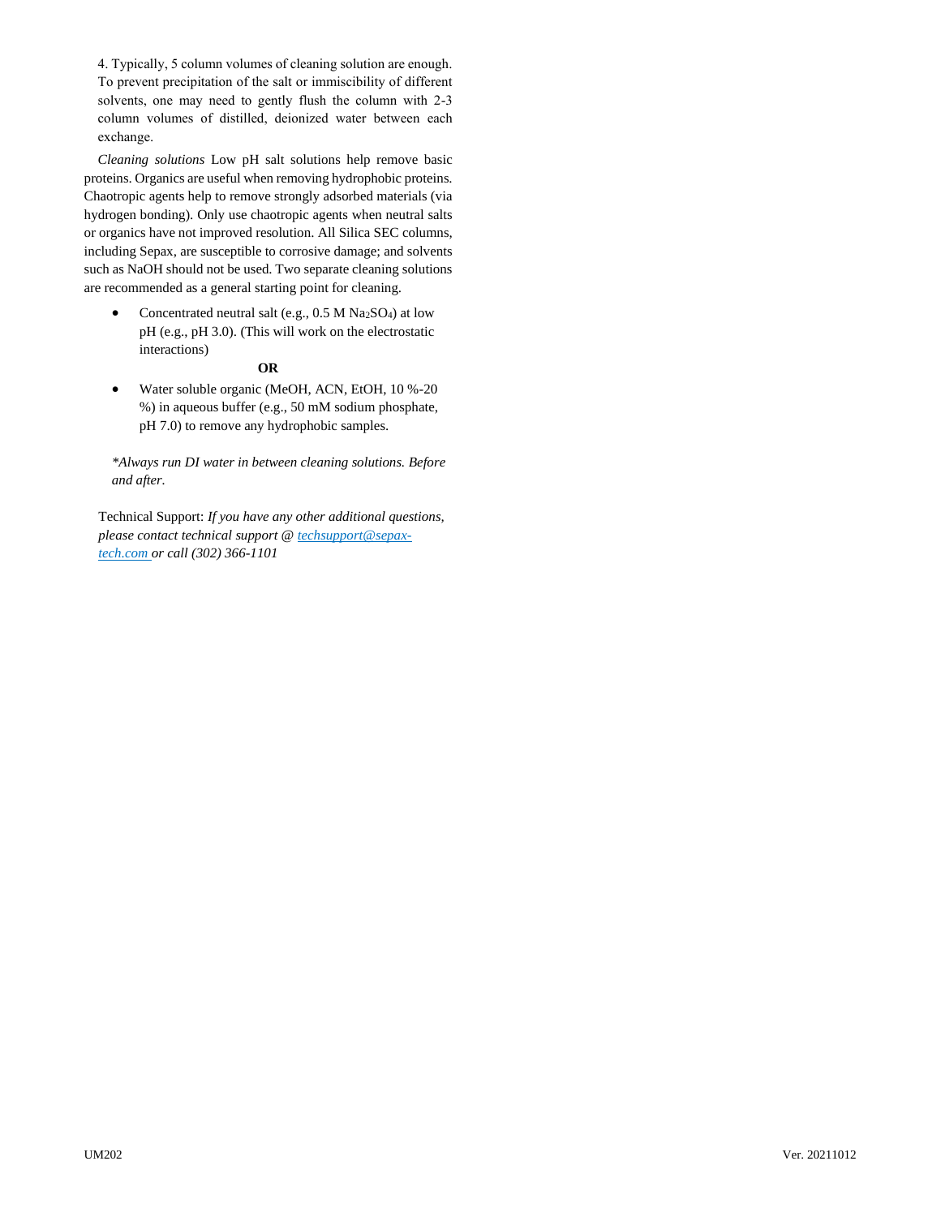4. Typically, 5 column volumes of cleaning solution are enough. To prevent precipitation of the salt or immiscibility of different solvents, one may need to gently flush the column with 2-3 column volumes of distilled, deionized water between each exchange.

*Cleaning solutions* Low pH salt solutions help remove basic proteins. Organics are useful when removing hydrophobic proteins. Chaotropic agents help to remove strongly adsorbed materials (via hydrogen bonding). Only use chaotropic agents when neutral salts or organics have not improved resolution. All Silica SEC columns, including Sepax, are susceptible to corrosive damage; and solvents such as NaOH should not be used. Two separate cleaning solutions are recommended as a general starting point for cleaning.

- Concentrated neutral salt (e.g., 0.5 M $Na_2SO_4$) at low pH (e.g., pH 3.0). (This will work on the electrostatic interactions)

**OR**

- Water soluble organic (MeOH, ACN, EtOH, 10 %-20 %) in aqueous buffer (e.g., 50 mM sodium phosphate, pH 7.0) to remove any hydrophobic samples.

*\*Always run DI water in between cleaning solutions. Before and after.*

Technical Support: *If you have any other additional questions, please contact technical support @ [techsupport@sepax-tech.com](mailto:techsupport@sepax-tech.com) or call (302) 366-1101*

UM202 Ver. 20211012